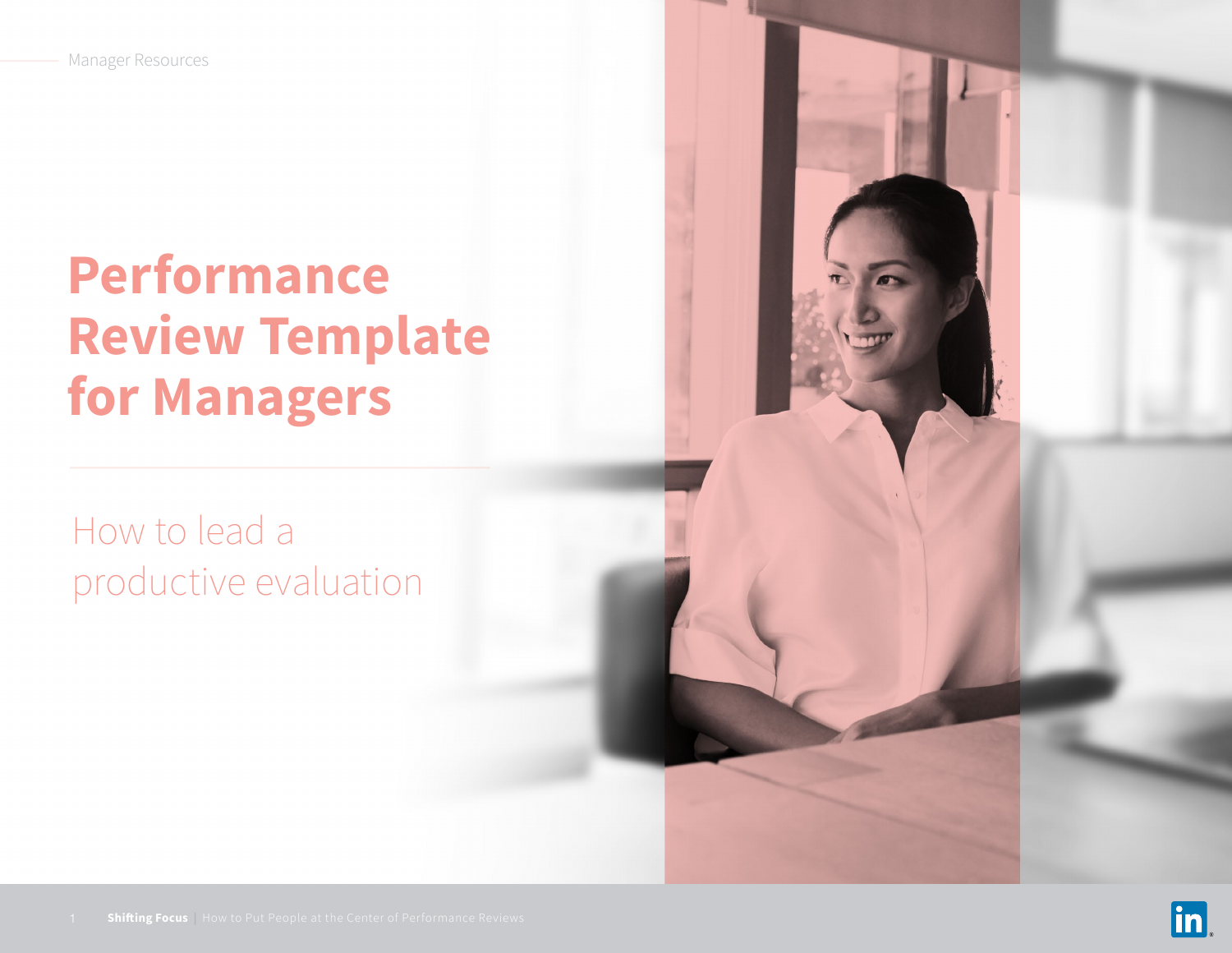Manager Resources

# Performance Review Template for Managers

## How to lead a productive evaluation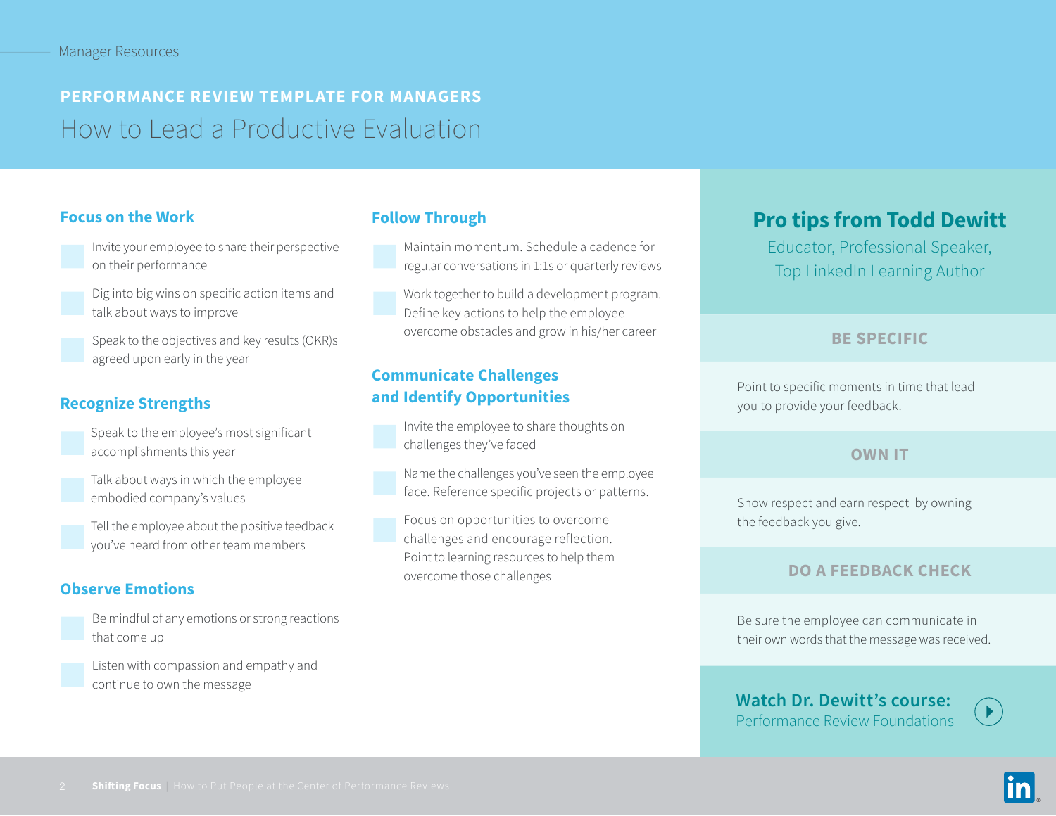Manager Resources

## PERFORMANCE REVIEW TEMPLATE FOR MANAGERS

# How to Lead a Productive Evaluation

### Focus on the Work

- [ ] Invite your employee to share their perspective on their performance
- [ ] Dig into big wins on specific action items and talk about ways to improve
- [ ] Speak to the objectives and key results (OKR)s agreed upon early in the year

### Recognize Strengths

- [ ] Speak to the employee's most significant accomplishments this year
- [ ] Talk about ways in which the employee embodied company's values
- [ ] Tell the employee about the positive feedback you've heard from other team members

### Observe Emotions

- [ ] Be mindful of any emotions or strong reactions that come up
- [ ] Listen with compassion and empathy and continue to own the message

### Follow Through

- [ ] Maintain momentum. Schedule a cadence for regular conversations in 1:1s or quarterly reviews
- [ ] Work together to build a development program. Define key actions to help the employee overcome obstacles and grow in his/her career

### Communicate Challenges and Identify Opportunities

- [ ] Invite the employee to share thoughts on challenges they've faced
- [ ] Name the challenges you've seen the employee face. Reference specific projects or patterns.
- [ ] Focus on opportunities to overcome challenges and encourage reflection. Point to learning resources to help them overcome those challenges

## Pro tips from Todd Dewitt

Educator, Professional Speaker, Top LinkedIn Learning Author

### BE SPECIFIC

Point to specific moments in time that lead you to provide your feedback.

### OWN IT

Show respect and earn respect by owning the feedback you give.

### DO A FEEDBACK CHECK

Be sure the employee can communicate in their own words that the message was received.

**Watch Dr. Dewitt's course:**
Performance Review Foundations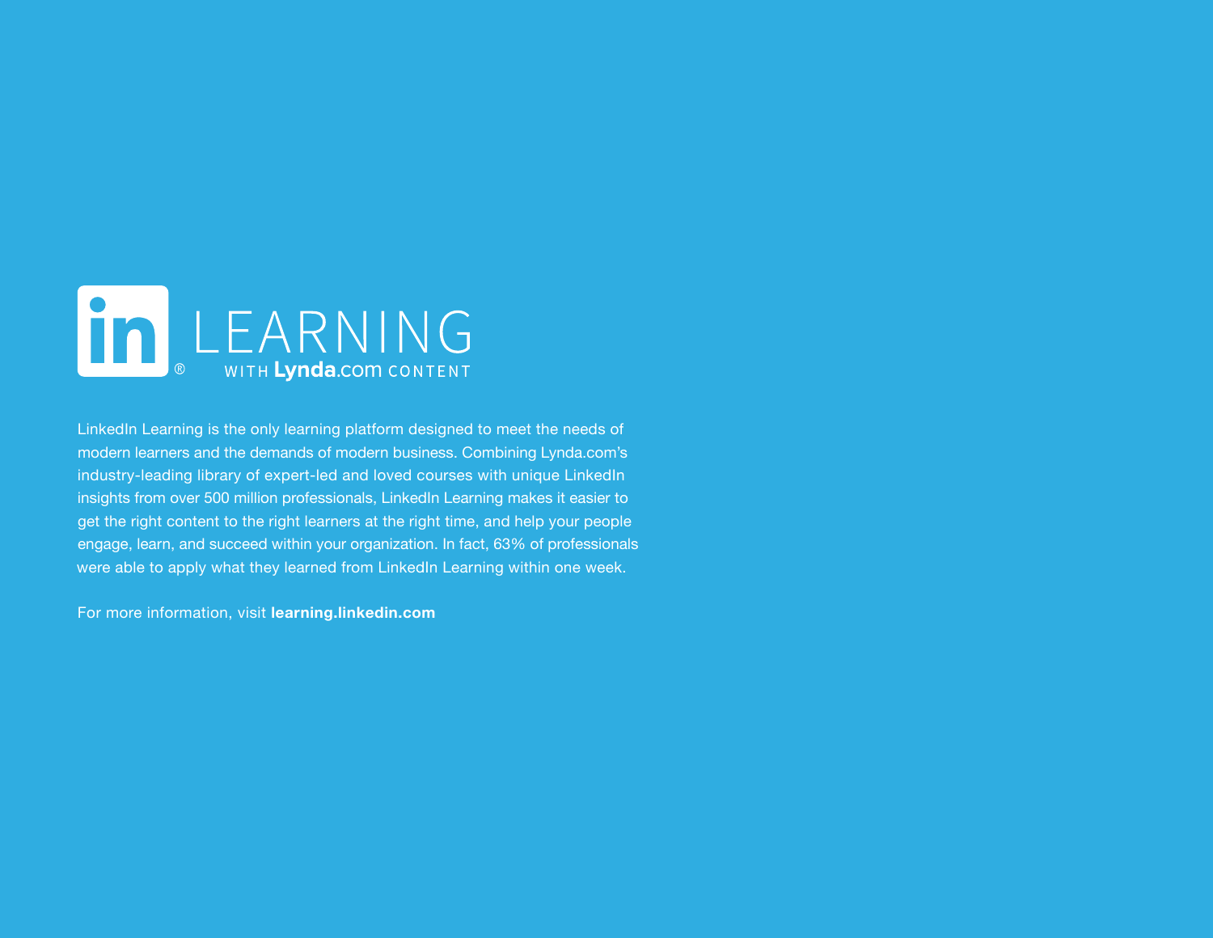LEARNING WITH Lynda.com CONTENT

LinkedIn Learning is the only learning platform designed to meet the needs of modern learners and the demands of modern business. Combining Lynda.com's industry-leading library of expert-led and loved courses with unique LinkedIn insights from over 500 million professionals, LinkedIn Learning makes it easier to get the right content to the right learners at the right time, and help your people engage, learn, and succeed within your organization. In fact, 63% of professionals were able to apply what they learned from LinkedIn Learning within one week.

For more information, visit **learning.linkedin.com**